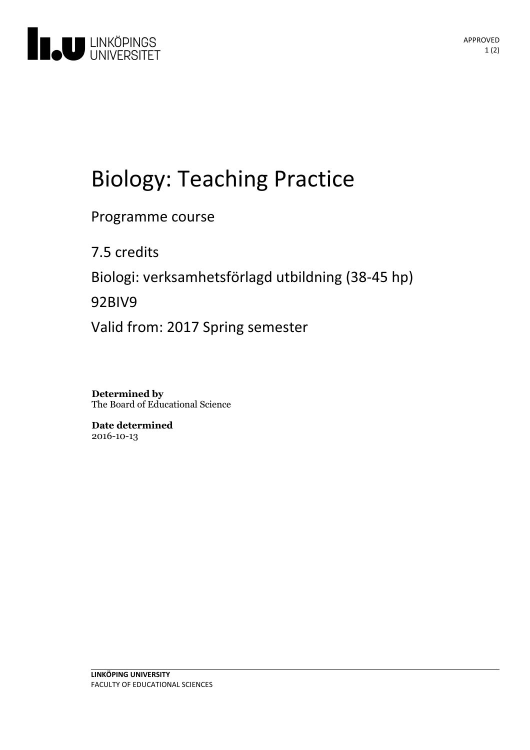# Biology: Teaching Practice

Programme course

7.5 credits

Biologi: verksamhetsförlagd utbildning (38-45 hp)

92BIV9

Valid from: 2017 Spring semester

**Determined by**
The Board of Educational Science

**Date determined**
2016-10-13

**LINKÖPING UNIVERSITY**
FACULTY OF EDUCATIONAL SCIENCES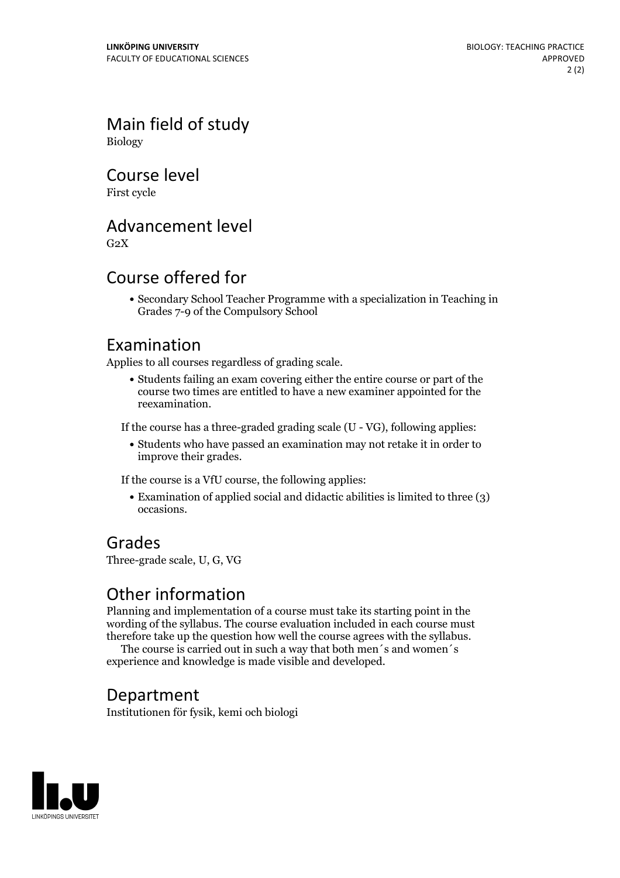## Main field of study

Biology

## Course level

First cycle

## Advancement level

G2X

## Course offered for

- Secondary School Teacher Programme with a specialization in Teaching in Grades 7-9 of the Compulsory School

## Examination

Applies to all courses regardless of grading scale.

- Students failing an exam covering either the entire course or part of the course two times are entitled to have a new examiner appointed for the reexamination.

If the course has a three-graded grading scale (U - VG), following applies:

- Students who have passed an examination may not retake it in order to improve their grades.

If the course is a VfU course, the following applies:

- Examination of applied social and didactic abilities is limited to three (3) occasions.

## Grades

Three-grade scale, U, G, VG

## Other information

Planning and implementation of a course must take its starting point in the wording of the syllabus. The course evaluation included in each course must therefore take up the question how well the course agrees with the syllabus.

The course is carried out in such a way that both men´s and women´s experience and knowledge is made visible and developed.

## Department

Institutionen för fysik, kemi och biologi